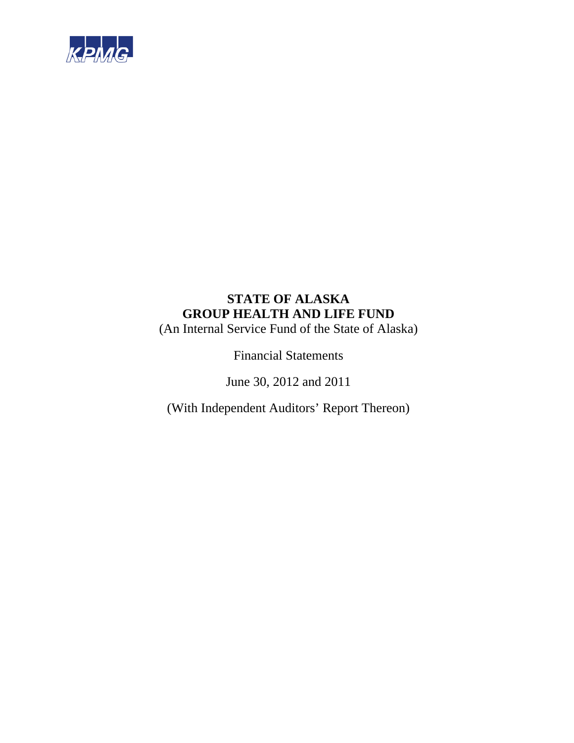KPMG

# STATE OF ALASKA
# GROUP HEALTH AND LIFE FUND

(An Internal Service Fund of the State of Alaska)

Financial Statements

June 30, 2012 and 2011

(With Independent Auditors' Report Thereon)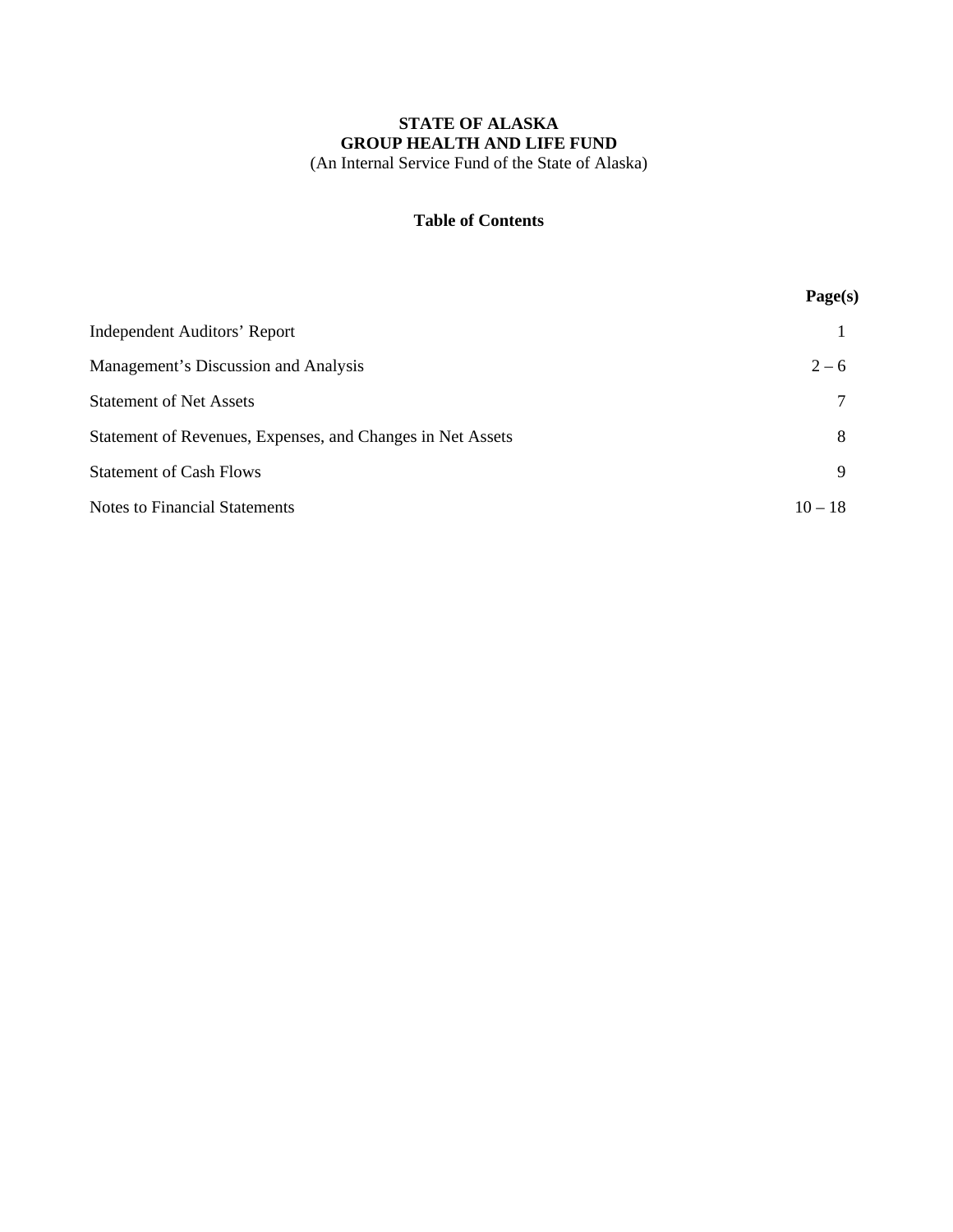# STATE OF ALASKA
# GROUP HEALTH AND LIFE FUND

(An Internal Service Fund of the State of Alaska)

## Table of Contents

| | Page(s) |
|---|---|
| Independent Auditors' Report | 1 |
| Management's Discussion and Analysis | 2 – 6 |
| Statement of Net Assets | 7 |
| Statement of Revenues, Expenses, and Changes in Net Assets | 8 |
| Statement of Cash Flows | 9 |
| Notes to Financial Statements | 10 – 18 |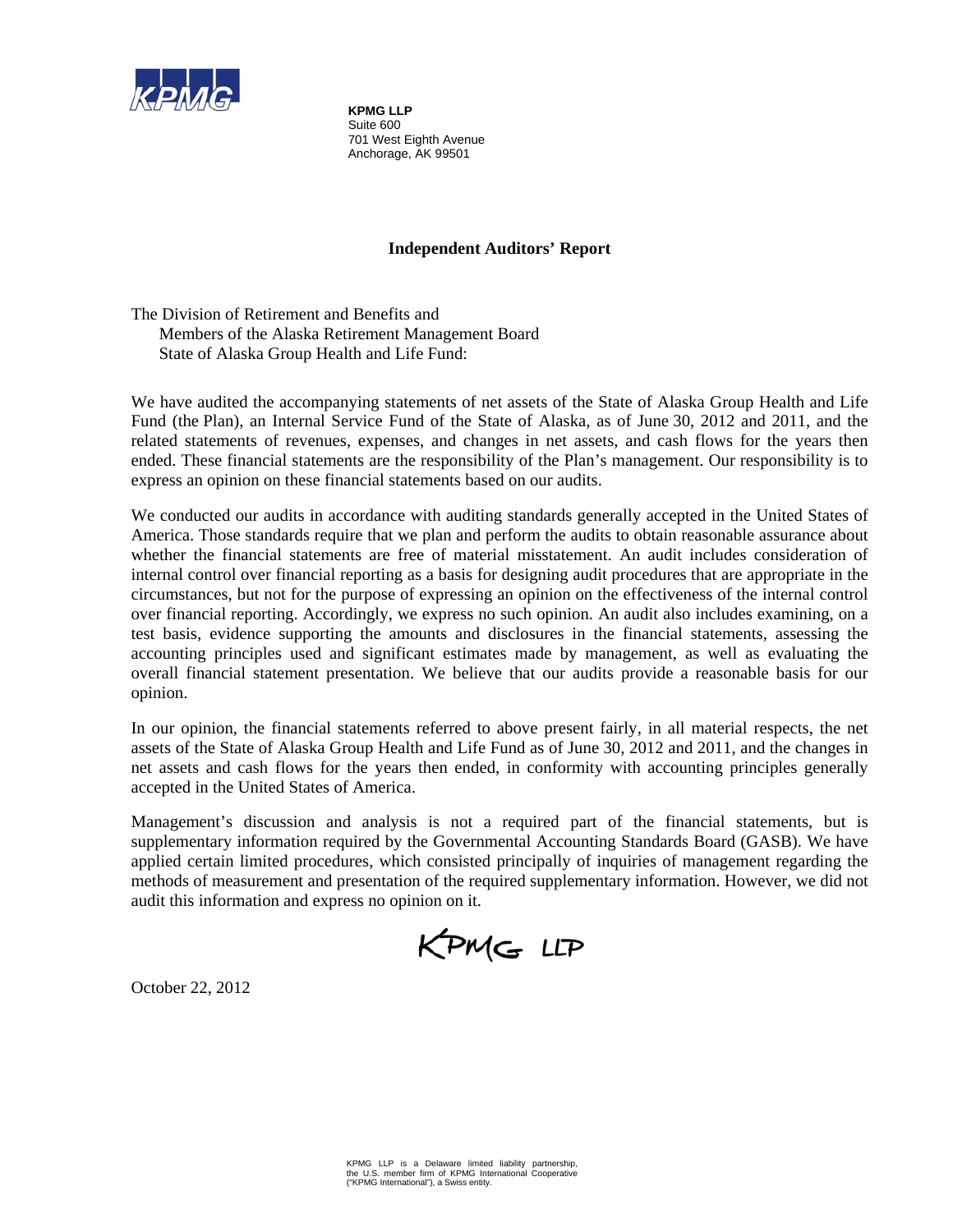**KPMG LLP**
Suite 600
701 West Eighth Avenue
Anchorage, AK 99501

## Independent Auditors' Report

The Division of Retirement and Benefits and
Members of the Alaska Retirement Management Board
State of Alaska Group Health and Life Fund:

We have audited the accompanying statements of net assets of the State of Alaska Group Health and Life Fund (the Plan), an Internal Service Fund of the State of Alaska, as of June 30, 2012 and 2011, and the related statements of revenues, expenses, and changes in net assets, and cash flows for the years then ended. These financial statements are the responsibility of the Plan's management. Our responsibility is to express an opinion on these financial statements based on our audits.

We conducted our audits in accordance with auditing standards generally accepted in the United States of America. Those standards require that we plan and perform the audits to obtain reasonable assurance about whether the financial statements are free of material misstatement. An audit includes consideration of internal control over financial reporting as a basis for designing audit procedures that are appropriate in the circumstances, but not for the purpose of expressing an opinion on the effectiveness of the internal control over financial reporting. Accordingly, we express no such opinion. An audit also includes examining, on a test basis, evidence supporting the amounts and disclosures in the financial statements, assessing the accounting principles used and significant estimates made by management, as well as evaluating the overall financial statement presentation. We believe that our audits provide a reasonable basis for our opinion.

In our opinion, the financial statements referred to above present fairly, in all material respects, the net assets of the State of Alaska Group Health and Life Fund as of June 30, 2012 and 2011, and the changes in net assets and cash flows for the years then ended, in conformity with accounting principles generally accepted in the United States of America.

Management's discussion and analysis is not a required part of the financial statements, but is supplementary information required by the Governmental Accounting Standards Board (GASB). We have applied certain limited procedures, which consisted principally of inquiries of management regarding the methods of measurement and presentation of the required supplementary information. However, we did not audit this information and express no opinion on it.

KPMG LLP

October 22, 2012

KPMG LLP is a Delaware limited liability partnership, the U.S. member firm of KPMG International Cooperative ("KPMG International"), a Swiss entity.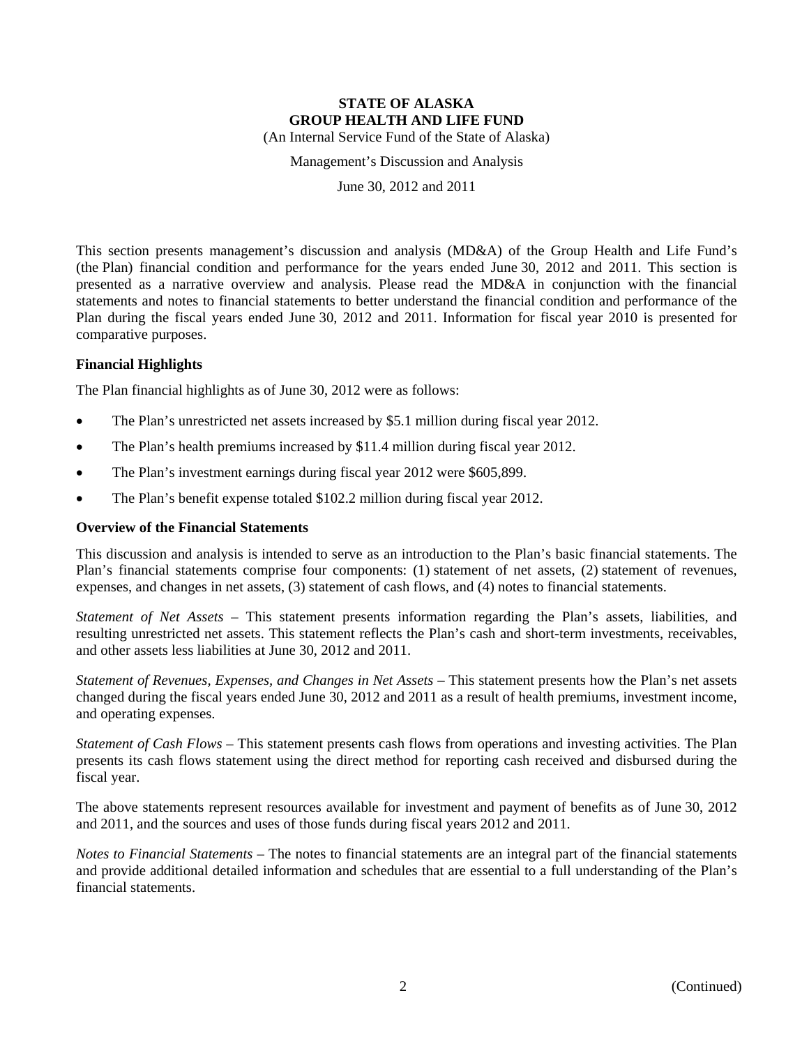# STATE OF ALASKA
## GROUP HEALTH AND LIFE FUND

(An Internal Service Fund of the State of Alaska)

Management's Discussion and Analysis

June 30, 2012 and 2011

This section presents management's discussion and analysis (MD&A) of the Group Health and Life Fund's (the Plan) financial condition and performance for the years ended June 30, 2012 and 2011. This section is presented as a narrative overview and analysis. Please read the MD&A in conjunction with the financial statements and notes to financial statements to better understand the financial condition and performance of the Plan during the fiscal years ended June 30, 2012 and 2011. Information for fiscal year 2010 is presented for comparative purposes.

### Financial Highlights

The Plan financial highlights as of June 30, 2012 were as follows:

- The Plan's unrestricted net assets increased by $5.1 million during fiscal year 2012.
- The Plan's health premiums increased by $11.4 million during fiscal year 2012.
- The Plan's investment earnings during fiscal year 2012 were $605,899.
- The Plan's benefit expense totaled $102.2 million during fiscal year 2012.

### Overview of the Financial Statements

This discussion and analysis is intended to serve as an introduction to the Plan's basic financial statements. The Plan's financial statements comprise four components: (1) statement of net assets, (2) statement of revenues, expenses, and changes in net assets, (3) statement of cash flows, and (4) notes to financial statements.

*Statement of Net Assets* – This statement presents information regarding the Plan's assets, liabilities, and resulting unrestricted net assets. This statement reflects the Plan's cash and short-term investments, receivables, and other assets less liabilities at June 30, 2012 and 2011.

*Statement of Revenues, Expenses, and Changes in Net Assets* – This statement presents how the Plan's net assets changed during the fiscal years ended June 30, 2012 and 2011 as a result of health premiums, investment income, and operating expenses.

*Statement of Cash Flows* – This statement presents cash flows from operations and investing activities. The Plan presents its cash flows statement using the direct method for reporting cash received and disbursed during the fiscal year.

The above statements represent resources available for investment and payment of benefits as of June 30, 2012 and 2011, and the sources and uses of those funds during fiscal years 2012 and 2011.

*Notes to Financial Statements* – The notes to financial statements are an integral part of the financial statements and provide additional detailed information and schedules that are essential to a full understanding of the Plan's financial statements.

(Continued)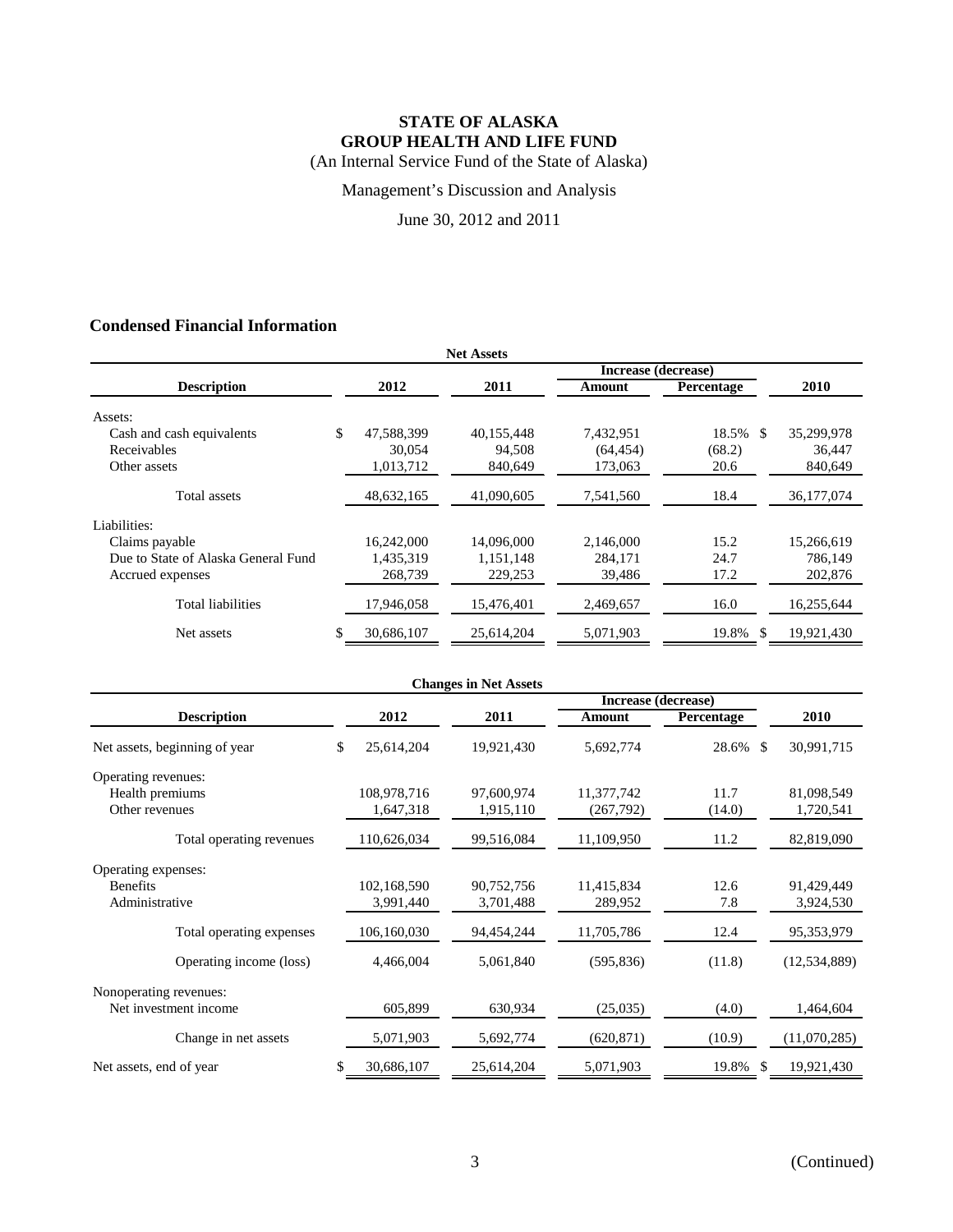# STATE OF ALASKA
# GROUP HEALTH AND LIFE FUND

(An Internal Service Fund of the State of Alaska)

Management's Discussion and Analysis

June 30, 2012 and 2011

## Condensed Financial Information

**Net Assets**

| Description | 2012 | 2011 | Increase (decrease) Amount | Increase (decrease) Percentage | 2010 |
|---|---|---|---|---|---|
| Assets: | | | | | |
| Cash and cash equivalents | $ 47,588,399 | 40,155,448 | 7,432,951 | 18.5% | $ 35,299,978 |
| Receivables | 30,054 | 94,508 | (64,454) | (68.2) | 36,447 |
| Other assets | 1,013,712 | 840,649 | 173,063 | 20.6 | 840,649 |
| Total assets | 48,632,165 | 41,090,605 | 7,541,560 | 18.4 | 36,177,074 |
| Liabilities: | | | | | |
| Claims payable | 16,242,000 | 14,096,000 | 2,146,000 | 15.2 | 15,266,619 |
| Due to State of Alaska General Fund | 1,435,319 | 1,151,148 | 284,171 | 24.7 | 786,149 |
| Accrued expenses | 268,739 | 229,253 | 39,486 | 17.2 | 202,876 |
| Total liabilities | 17,946,058 | 15,476,401 | 2,469,657 | 16.0 | 16,255,644 |
| Net assets | $ 30,686,107 | 25,614,204 | 5,071,903 | 19.8% | $ 19,921,430 |

**Changes in Net Assets**

| Description | 2012 | 2011 | Increase (decrease) Amount | Increase (decrease) Percentage | 2010 |
|---|---|---|---|---|---|
| Net assets, beginning of year | $ 25,614,204 | 19,921,430 | 5,692,774 | 28.6% | $ 30,991,715 |
| Operating revenues: | | | | | |
| Health premiums | 108,978,716 | 97,600,974 | 11,377,742 | 11.7 | 81,098,549 |
| Other revenues | 1,647,318 | 1,915,110 | (267,792) | (14.0) | 1,720,541 |
| Total operating revenues | 110,626,034 | 99,516,084 | 11,109,950 | 11.2 | 82,819,090 |
| Operating expenses: | | | | | |
| Benefits | 102,168,590 | 90,752,756 | 11,415,834 | 12.6 | 91,429,449 |
| Administrative | 3,991,440 | 3,701,488 | 289,952 | 7.8 | 3,924,530 |
| Total operating expenses | 106,160,030 | 94,454,244 | 11,705,786 | 12.4 | 95,353,979 |
| Operating income (loss) | 4,466,004 | 5,061,840 | (595,836) | (11.8) | (12,534,889) |
| Nonoperating revenues: | | | | | |
| Net investment income | 605,899 | 630,934 | (25,035) | (4.0) | 1,464,604 |
| Change in net assets | 5,071,903 | 5,692,774 | (620,871) | (10.9) | (11,070,285) |
| Net assets, end of year | $ 30,686,107 | 25,614,204 | 5,071,903 | 19.8% | $ 19,921,430 |

(Continued)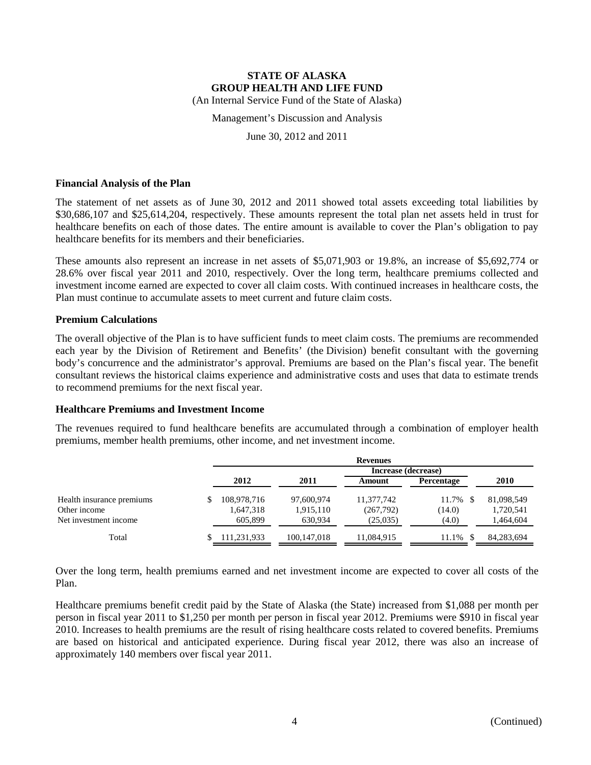**STATE OF ALASKA**
**GROUP HEALTH AND LIFE FUND**
(An Internal Service Fund of the State of Alaska)

Management's Discussion and Analysis

June 30, 2012 and 2011

### Financial Analysis of the Plan

The statement of net assets as of June 30, 2012 and 2011 showed total assets exceeding total liabilities by $30,686,107 and $25,614,204, respectively. These amounts represent the total plan net assets held in trust for healthcare benefits on each of those dates. The entire amount is available to cover the Plan's obligation to pay healthcare benefits for its members and their beneficiaries.

These amounts also represent an increase in net assets of $5,071,903 or 19.8%, an increase of $5,692,774 or 28.6% over fiscal year 2011 and 2010, respectively. Over the long term, healthcare premiums collected and investment income earned are expected to cover all claim costs. With continued increases in healthcare costs, the Plan must continue to accumulate assets to meet current and future claim costs.

### Premium Calculations

The overall objective of the Plan is to have sufficient funds to meet claim costs. The premiums are recommended each year by the Division of Retirement and Benefits' (the Division) benefit consultant with the governing body's concurrence and the administrator's approval. Premiums are based on the Plan's fiscal year. The benefit consultant reviews the historical claims experience and administrative costs and uses that data to estimate trends to recommend premiums for the next fiscal year.

### Healthcare Premiums and Investment Income

The revenues required to fund healthcare benefits are accumulated through a combination of employer health premiums, member health premiums, other income, and net investment income.

| | Revenues | | | | |
|---|---|---|---|---|---|
| | | | Increase (decrease) | | |
| | 2012 | 2011 | Amount | Percentage | 2010 |
| Health insurance premiums | $ 108,978,716 | 97,600,974 | 11,377,742 | 11.7% | $ 81,098,549 |
| Other income | 1,647,318 | 1,915,110 | (267,792) | (14.0) | 1,720,541 |
| Net investment income | 605,899 | 630,934 | (25,035) | (4.0) | 1,464,604 |
| Total | $ 111,231,933 | 100,147,018 | 11,084,915 | 11.1% | $ 84,283,694 |

Over the long term, health premiums earned and net investment income are expected to cover all costs of the Plan.

Healthcare premiums benefit credit paid by the State of Alaska (the State) increased from $1,088 per month per person in fiscal year 2011 to $1,250 per month per person in fiscal year 2012. Premiums were $910 in fiscal year 2010. Increases to health premiums are the result of rising healthcare costs related to covered benefits. Premiums are based on historical and anticipated experience. During fiscal year 2012, there was also an increase of approximately 140 members over fiscal year 2011.

(Continued)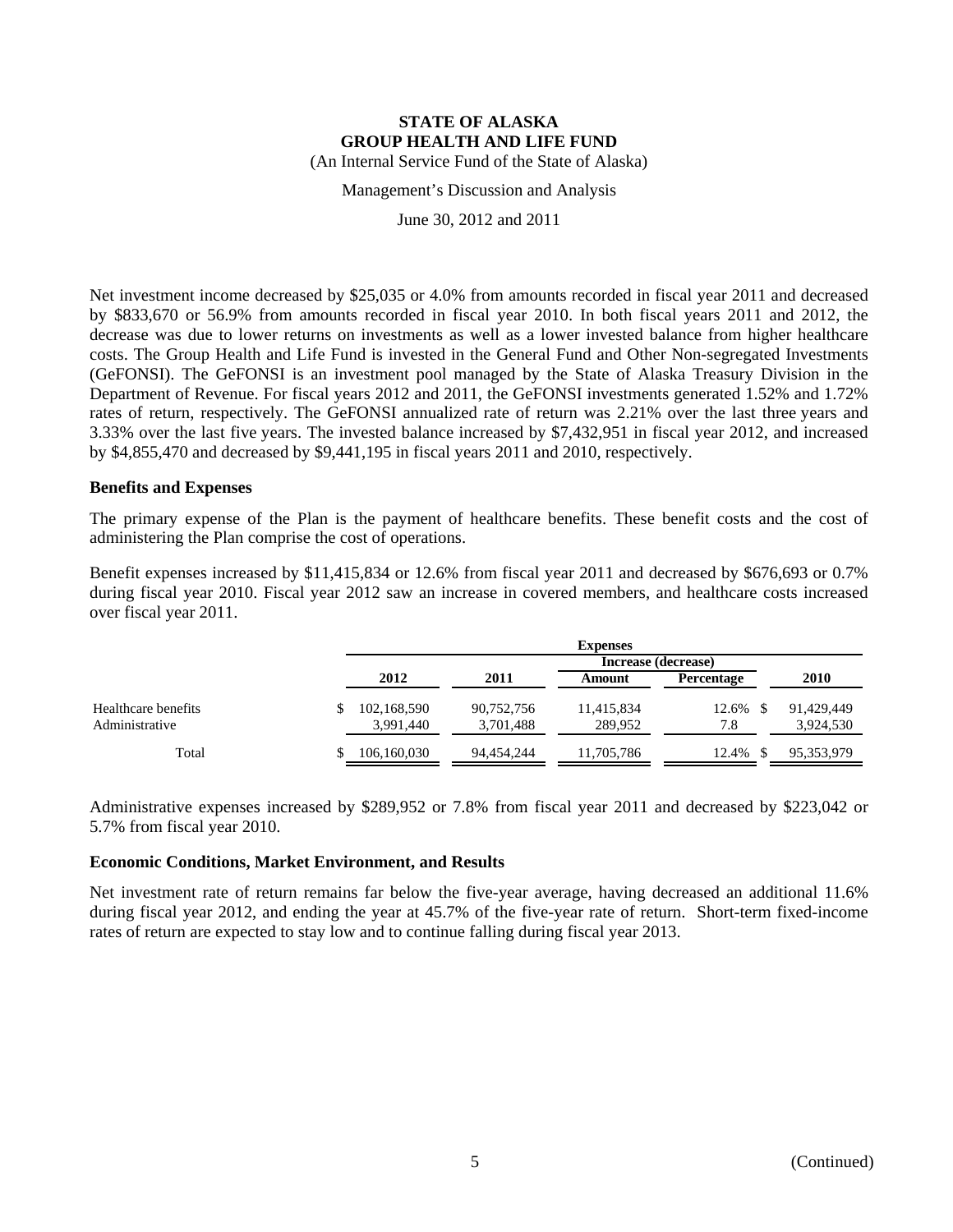# STATE OF ALASKA
## GROUP HEALTH AND LIFE FUND

(An Internal Service Fund of the State of Alaska)

Management's Discussion and Analysis

June 30, 2012 and 2011

Net investment income decreased by $25,035 or 4.0% from amounts recorded in fiscal year 2011 and decreased by $833,670 or 56.9% from amounts recorded in fiscal year 2010. In both fiscal years 2011 and 2012, the decrease was due to lower returns on investments as well as a lower invested balance from higher healthcare costs. The Group Health and Life Fund is invested in the General Fund and Other Non-segregated Investments (GeFONSI). The GeFONSI is an investment pool managed by the State of Alaska Treasury Division in the Department of Revenue. For fiscal years 2012 and 2011, the GeFONSI investments generated 1.52% and 1.72% rates of return, respectively. The GeFONSI annualized rate of return was 2.21% over the last three years and 3.33% over the last five years. The invested balance increased by $7,432,951 in fiscal year 2012, and increased by $4,855,470 and decreased by $9,441,195 in fiscal years 2011 and 2010, respectively.

### Benefits and Expenses

The primary expense of the Plan is the payment of healthcare benefits. These benefit costs and the cost of administering the Plan comprise the cost of operations.

Benefit expenses increased by $11,415,834 or 12.6% from fiscal year 2011 and decreased by $676,693 or 0.7% during fiscal year 2010. Fiscal year 2012 saw an increase in covered members, and healthcare costs increased over fiscal year 2011.

| | Expenses | | | | |
|---|---|---|---|---|---|
| | | | Increase (decrease) | | |
| | 2012 | 2011 | Amount | Percentage | 2010 |
| Healthcare benefits | $ 102,168,590 | 90,752,756 | 11,415,834 | 12.6% | $ 91,429,449 |
| Administrative | 3,991,440 | 3,701,488 | 289,952 | 7.8 | 3,924,530 |
| Total | $ 106,160,030 | 94,454,244 | 11,705,786 | 12.4% | $ 95,353,979 |

Administrative expenses increased by $289,952 or 7.8% from fiscal year 2011 and decreased by $223,042 or 5.7% from fiscal year 2010.

### Economic Conditions, Market Environment, and Results

Net investment rate of return remains far below the five-year average, having decreased an additional 11.6% during fiscal year 2012, and ending the year at 45.7% of the five-year rate of return. Short-term fixed-income rates of return are expected to stay low and to continue falling during fiscal year 2013.

(Continued)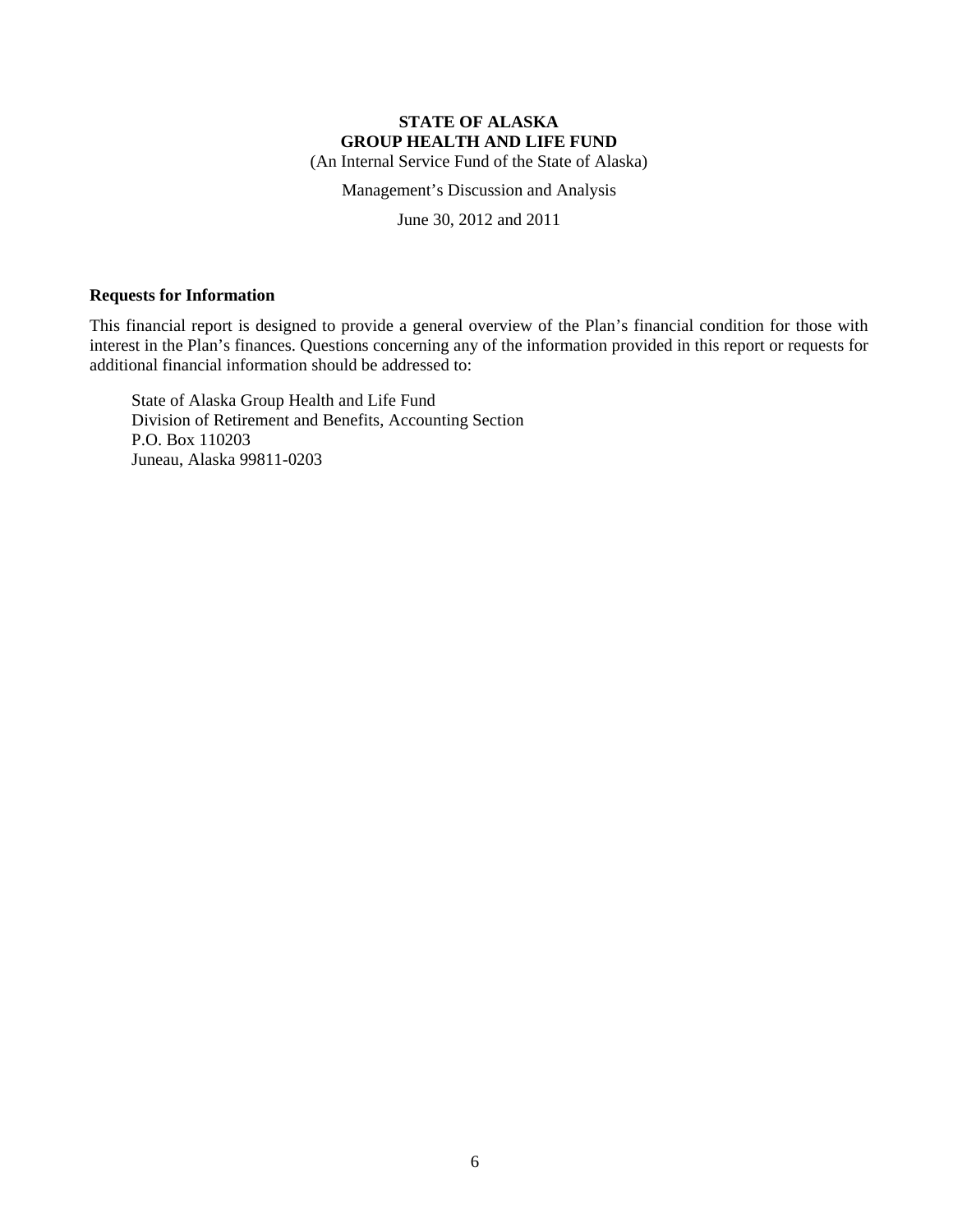**STATE OF ALASKA**
**GROUP HEALTH AND LIFE FUND**
(An Internal Service Fund of the State of Alaska)

Management's Discussion and Analysis

June 30, 2012 and 2011

### Requests for Information

This financial report is designed to provide a general overview of the Plan's financial condition for those with interest in the Plan's finances. Questions concerning any of the information provided in this report or requests for additional financial information should be addressed to:

State of Alaska Group Health and Life Fund
Division of Retirement and Benefits, Accounting Section
P.O. Box 110203
Juneau, Alaska 99811-0203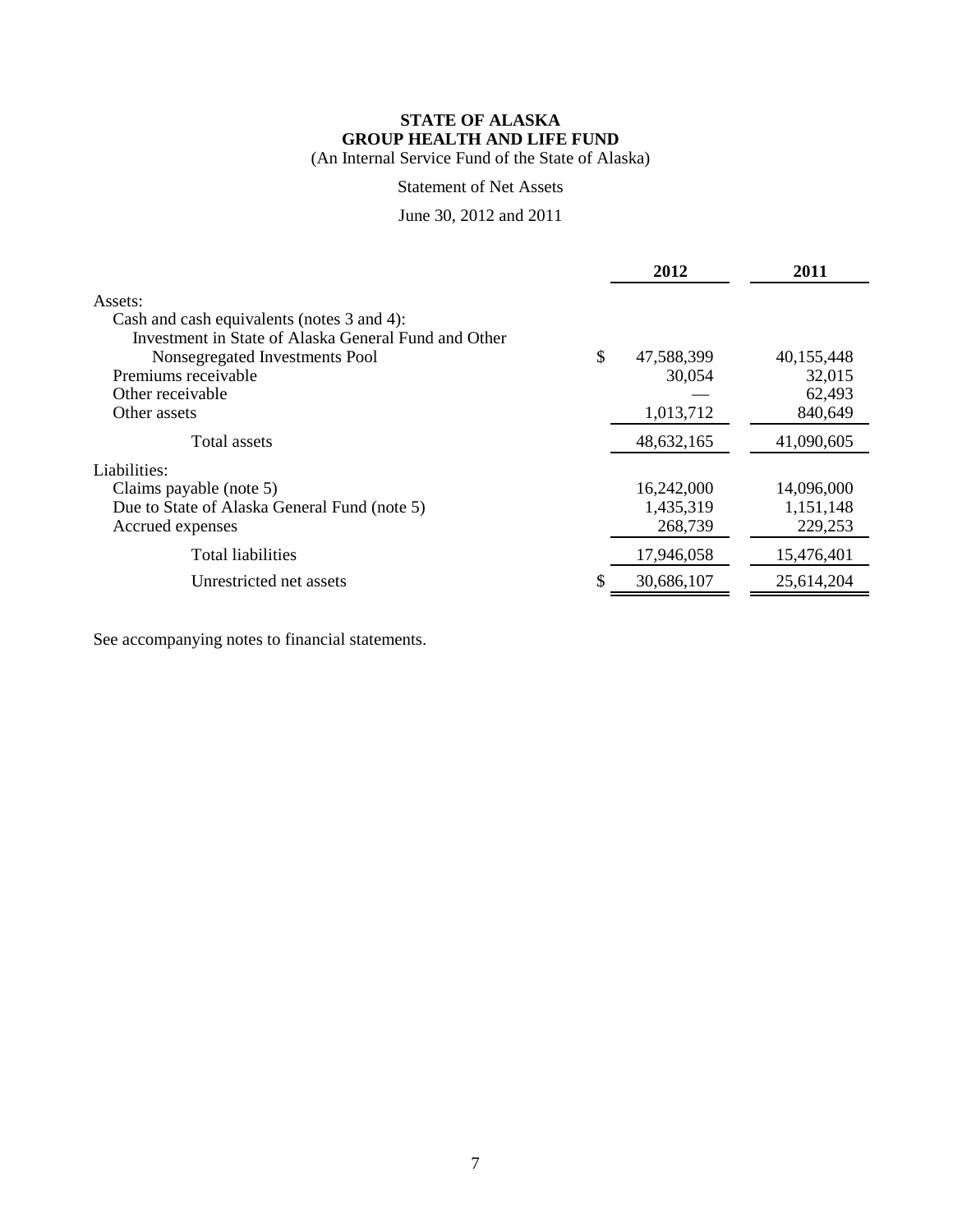# STATE OF ALASKA
# GROUP HEALTH AND LIFE FUND

(An Internal Service Fund of the State of Alaska)

Statement of Net Assets

June 30, 2012 and 2011

| | 2012 | 2011 |
|---|---|---|
| Assets: | | |
| Cash and cash equivalents (notes 3 and 4): | | |
| Investment in State of Alaska General Fund and Other Nonsegregated Investments Pool | $ 47,588,399 | 40,155,448 |
| Premiums receivable | 30,054 | 32,015 |
| Other receivable | — | 62,493 |
| Other assets | 1,013,712 | 840,649 |
| Total assets | 48,632,165 | 41,090,605 |
| Liabilities: | | |
| Claims payable (note 5) | 16,242,000 | 14,096,000 |
| Due to State of Alaska General Fund (note 5) | 1,435,319 | 1,151,148 |
| Accrued expenses | 268,739 | 229,253 |
| Total liabilities | 17,946,058 | 15,476,401 |
| Unrestricted net assets | $ 30,686,107 | 25,614,204 |

See accompanying notes to financial statements.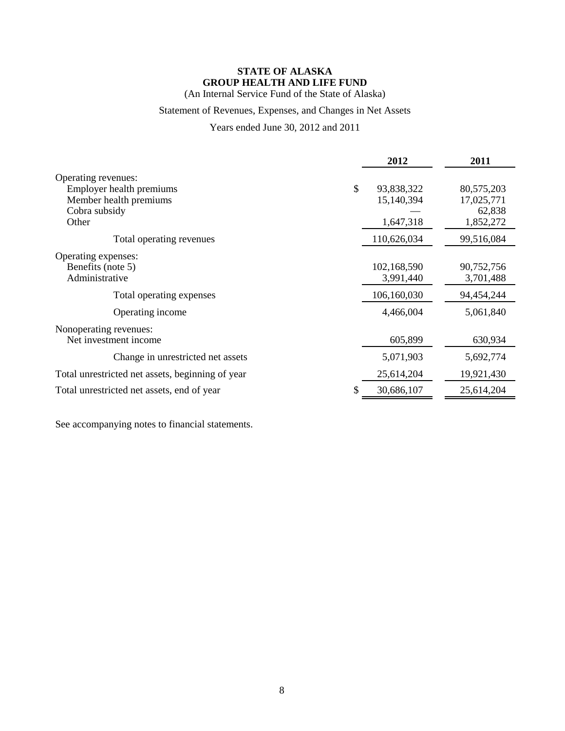**STATE OF ALASKA**
**GROUP HEALTH AND LIFE FUND**
(An Internal Service Fund of the State of Alaska)

Statement of Revenues, Expenses, and Changes in Net Assets

Years ended June 30, 2012 and 2011

| | 2012 | 2011 |
|---|---|---|
| Operating revenues: | | |
| Employer health premiums | $ 93,838,322 | 80,575,203 |
| Member health premiums | 15,140,394 | 17,025,771 |
| Cobra subsidy | — | 62,838 |
| Other | 1,647,318 | 1,852,272 |
| Total operating revenues | 110,626,034 | 99,516,084 |
| Operating expenses: | | |
| Benefits (note 5) | 102,168,590 | 90,752,756 |
| Administrative | 3,991,440 | 3,701,488 |
| Total operating expenses | 106,160,030 | 94,454,244 |
| Operating income | 4,466,004 | 5,061,840 |
| Nonoperating revenues: | | |
| Net investment income | 605,899 | 630,934 |
| Change in unrestricted net assets | 5,071,903 | 5,692,774 |
| Total unrestricted net assets, beginning of year | 25,614,204 | 19,921,430 |
| Total unrestricted net assets, end of year | $ 30,686,107 | 25,614,204 |

See accompanying notes to financial statements.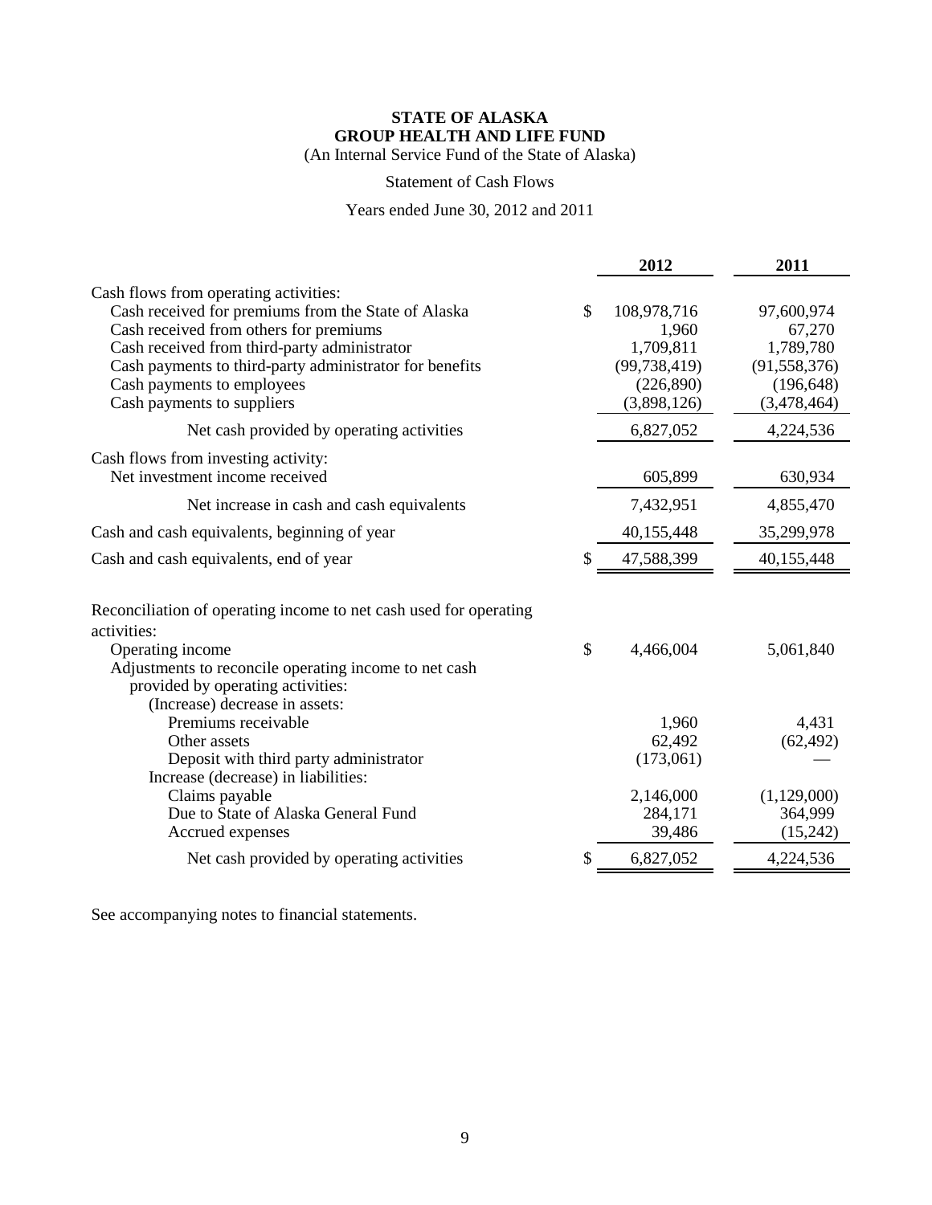**STATE OF ALASKA**
**GROUP HEALTH AND LIFE FUND**
(An Internal Service Fund of the State of Alaska)

Statement of Cash Flows

Years ended June 30, 2012 and 2011

| | | 2012 | 2011 |
|---|---|---|---|
| Cash flows from operating activities: | | | |
| Cash received for premiums from the State of Alaska | $ | 108,978,716 | 97,600,974 |
| Cash received from others for premiums | | 1,960 | 67,270 |
| Cash received from third-party administrator | | 1,709,811 | 1,789,780 |
| Cash payments to third-party administrator for benefits | | (99,738,419) | (91,558,376) |
| Cash payments to employees | | (226,890) | (196,648) |
| Cash payments to suppliers | | (3,898,126) | (3,478,464) |
| Net cash provided by operating activities | | 6,827,052 | 4,224,536 |
| Cash flows from investing activity: | | | |
| Net investment income received | | 605,899 | 630,934 |
| Net increase in cash and cash equivalents | | 7,432,951 | 4,855,470 |
| Cash and cash equivalents, beginning of year | | 40,155,448 | 35,299,978 |
| Cash and cash equivalents, end of year | $ | 47,588,399 | 40,155,448 |
| Reconciliation of operating income to net cash used for operating activities: | | | |
| Operating income | $ | 4,466,004 | 5,061,840 |
| Adjustments to reconcile operating income to net cash provided by operating activities: | | | |
| (Increase) decrease in assets: | | | |
| Premiums receivable | | 1,960 | 4,431 |
| Other assets | | 62,492 | (62,492) |
| Deposit with third party administrator | | (173,061) | — |
| Increase (decrease) in liabilities: | | | |
| Claims payable | | 2,146,000 | (1,129,000) |
| Due to State of Alaska General Fund | | 284,171 | 364,999 |
| Accrued expenses | | 39,486 | (15,242) |
| Net cash provided by operating activities | $ | 6,827,052 | 4,224,536 |

See accompanying notes to financial statements.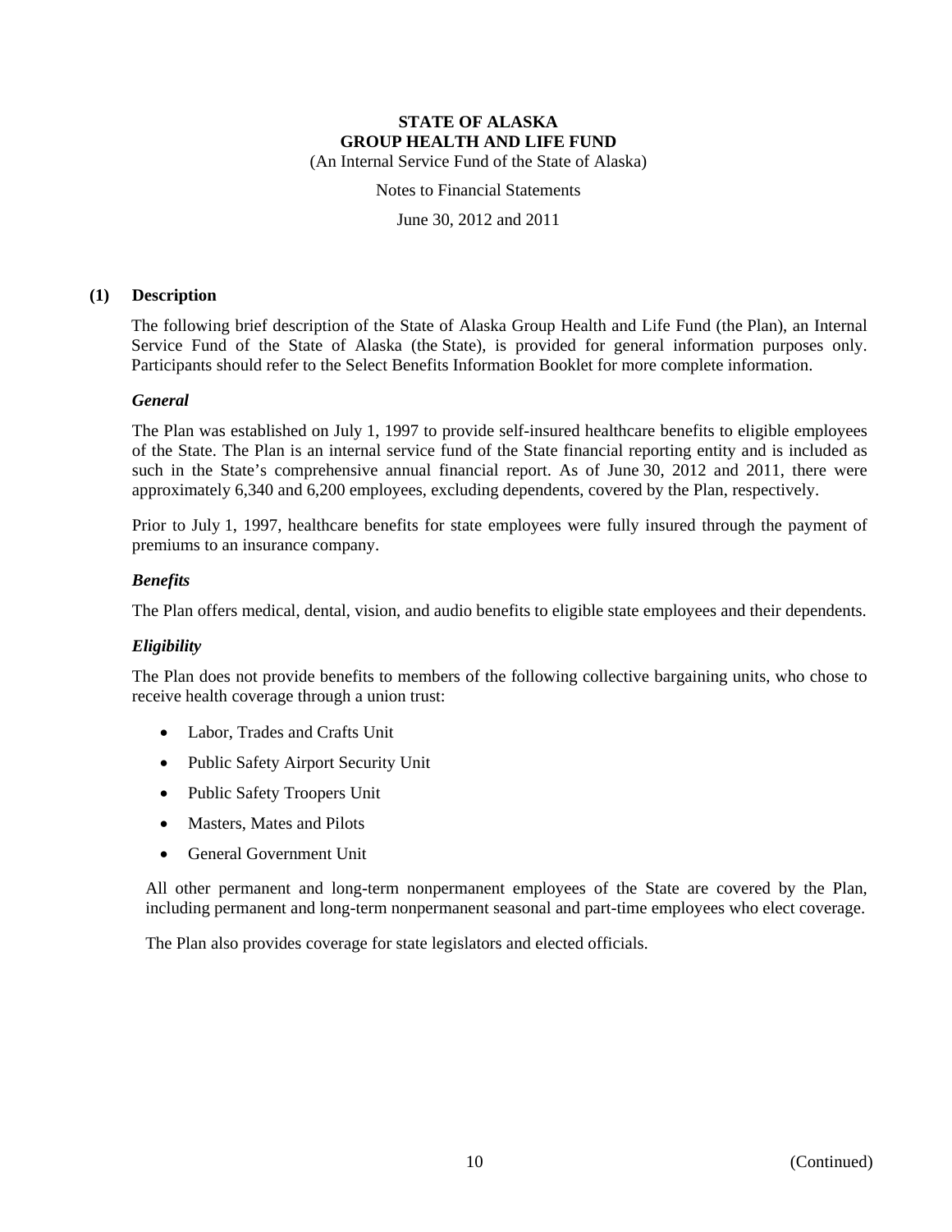# STATE OF ALASKA
# GROUP HEALTH AND LIFE FUND

(An Internal Service Fund of the State of Alaska)

Notes to Financial Statements

June 30, 2012 and 2011

## (1) Description

The following brief description of the State of Alaska Group Health and Life Fund (the Plan), an Internal Service Fund of the State of Alaska (the State), is provided for general information purposes only. Participants should refer to the Select Benefits Information Booklet for more complete information.

### *General*

The Plan was established on July 1, 1997 to provide self-insured healthcare benefits to eligible employees of the State. The Plan is an internal service fund of the State financial reporting entity and is included as such in the State's comprehensive annual financial report. As of June 30, 2012 and 2011, there were approximately 6,340 and 6,200 employees, excluding dependents, covered by the Plan, respectively.

Prior to July 1, 1997, healthcare benefits for state employees were fully insured through the payment of premiums to an insurance company.

### *Benefits*

The Plan offers medical, dental, vision, and audio benefits to eligible state employees and their dependents.

### *Eligibility*

The Plan does not provide benefits to members of the following collective bargaining units, who chose to receive health coverage through a union trust:

- Labor, Trades and Crafts Unit
- Public Safety Airport Security Unit
- Public Safety Troopers Unit
- Masters, Mates and Pilots
- General Government Unit

All other permanent and long-term nonpermanent employees of the State are covered by the Plan, including permanent and long-term nonpermanent seasonal and part-time employees who elect coverage.

The Plan also provides coverage for state legislators and elected officials.

(Continued)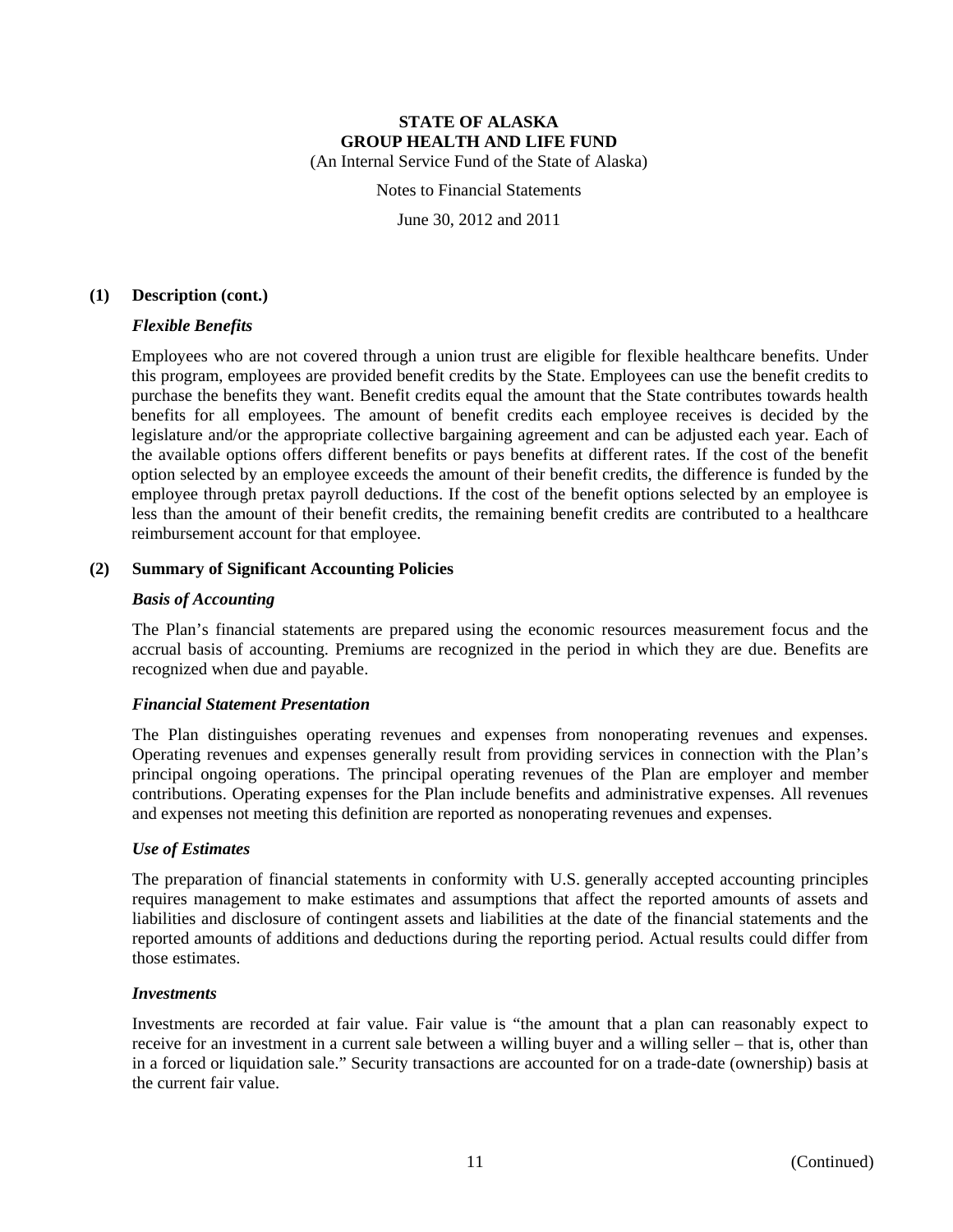**STATE OF ALASKA**
**GROUP HEALTH AND LIFE FUND**
(An Internal Service Fund of the State of Alaska)

Notes to Financial Statements

June 30, 2012 and 2011

**(1) Description (cont.)**

***Flexible Benefits***

Employees who are not covered through a union trust are eligible for flexible healthcare benefits. Under this program, employees are provided benefit credits by the State. Employees can use the benefit credits to purchase the benefits they want. Benefit credits equal the amount that the State contributes towards health benefits for all employees. The amount of benefit credits each employee receives is decided by the legislature and/or the appropriate collective bargaining agreement and can be adjusted each year. Each of the available options offers different benefits or pays benefits at different rates. If the cost of the benefit option selected by an employee exceeds the amount of their benefit credits, the difference is funded by the employee through pretax payroll deductions. If the cost of the benefit options selected by an employee is less than the amount of their benefit credits, the remaining benefit credits are contributed to a healthcare reimbursement account for that employee.

**(2) Summary of Significant Accounting Policies**

***Basis of Accounting***

The Plan's financial statements are prepared using the economic resources measurement focus and the accrual basis of accounting. Premiums are recognized in the period in which they are due. Benefits are recognized when due and payable.

***Financial Statement Presentation***

The Plan distinguishes operating revenues and expenses from nonoperating revenues and expenses. Operating revenues and expenses generally result from providing services in connection with the Plan's principal ongoing operations. The principal operating revenues of the Plan are employer and member contributions. Operating expenses for the Plan include benefits and administrative expenses. All revenues and expenses not meeting this definition are reported as nonoperating revenues and expenses.

***Use of Estimates***

The preparation of financial statements in conformity with U.S. generally accepted accounting principles requires management to make estimates and assumptions that affect the reported amounts of assets and liabilities and disclosure of contingent assets and liabilities at the date of the financial statements and the reported amounts of additions and deductions during the reporting period. Actual results could differ from those estimates.

***Investments***

Investments are recorded at fair value. Fair value is "the amount that a plan can reasonably expect to receive for an investment in a current sale between a willing buyer and a willing seller – that is, other than in a forced or liquidation sale." Security transactions are accounted for on a trade-date (ownership) basis at the current fair value.

(Continued)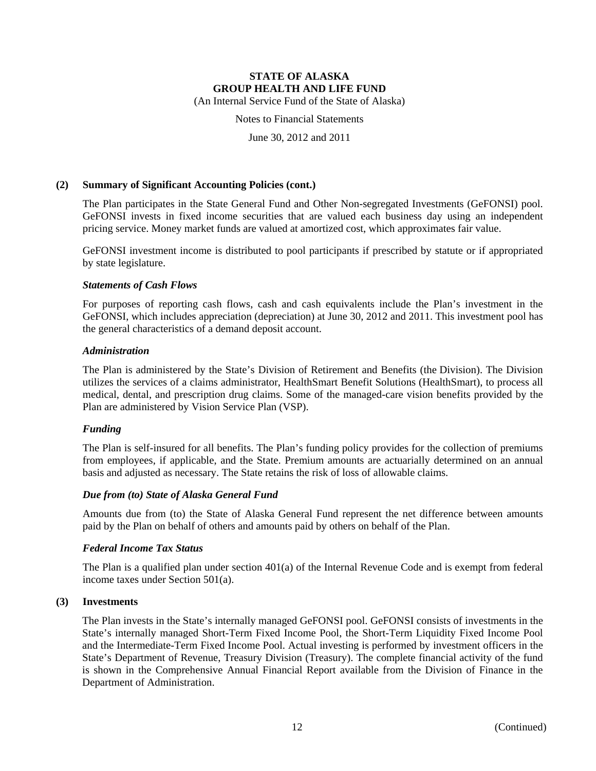**STATE OF ALASKA**
**GROUP HEALTH AND LIFE FUND**
(An Internal Service Fund of the State of Alaska)

Notes to Financial Statements

June 30, 2012 and 2011

## (2) Summary of Significant Accounting Policies (cont.)

The Plan participates in the State General Fund and Other Non-segregated Investments (GeFONSI) pool. GeFONSI invests in fixed income securities that are valued each business day using an independent pricing service. Money market funds are valued at amortized cost, which approximates fair value.

GeFONSI investment income is distributed to pool participants if prescribed by statute or if appropriated by state legislature.

### *Statements of Cash Flows*

For purposes of reporting cash flows, cash and cash equivalents include the Plan's investment in the GeFONSI, which includes appreciation (depreciation) at June 30, 2012 and 2011. This investment pool has the general characteristics of a demand deposit account.

### *Administration*

The Plan is administered by the State's Division of Retirement and Benefits (the Division). The Division utilizes the services of a claims administrator, HealthSmart Benefit Solutions (HealthSmart), to process all medical, dental, and prescription drug claims. Some of the managed-care vision benefits provided by the Plan are administered by Vision Service Plan (VSP).

### *Funding*

The Plan is self-insured for all benefits. The Plan's funding policy provides for the collection of premiums from employees, if applicable, and the State. Premium amounts are actuarially determined on an annual basis and adjusted as necessary. The State retains the risk of loss of allowable claims.

### *Due from (to) State of Alaska General Fund*

Amounts due from (to) the State of Alaska General Fund represent the net difference between amounts paid by the Plan on behalf of others and amounts paid by others on behalf of the Plan.

### *Federal Income Tax Status*

The Plan is a qualified plan under section 401(a) of the Internal Revenue Code and is exempt from federal income taxes under Section 501(a).

## (3) Investments

The Plan invests in the State's internally managed GeFONSI pool. GeFONSI consists of investments in the State's internally managed Short-Term Fixed Income Pool, the Short-Term Liquidity Fixed Income Pool and the Intermediate-Term Fixed Income Pool. Actual investing is performed by investment officers in the State's Department of Revenue, Treasury Division (Treasury). The complete financial activity of the fund is shown in the Comprehensive Annual Financial Report available from the Division of Finance in the Department of Administration.

(Continued)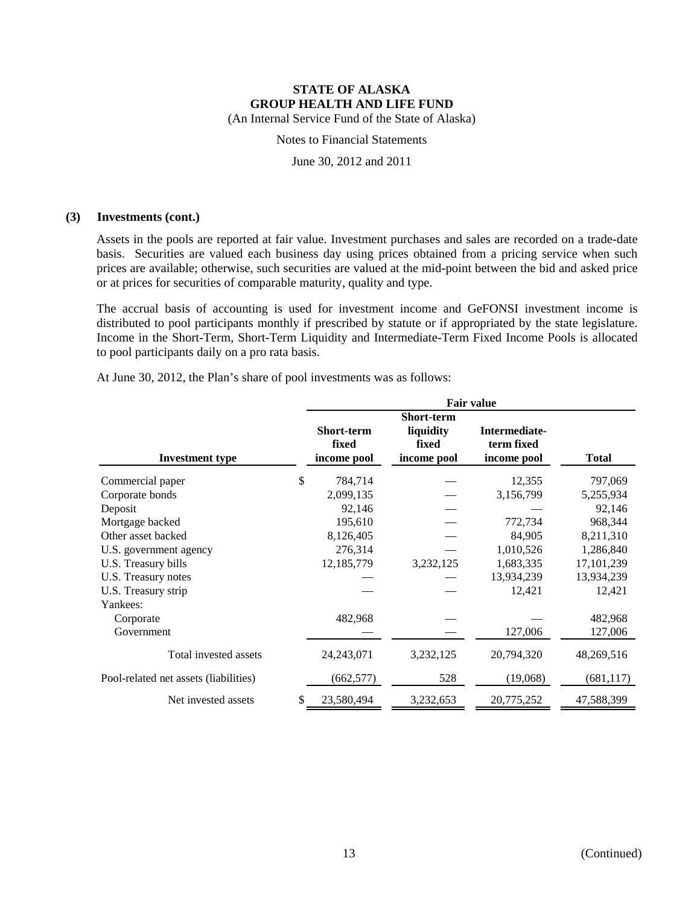**STATE OF ALASKA**
**GROUP HEALTH AND LIFE FUND**
(An Internal Service Fund of the State of Alaska)

Notes to Financial Statements

June 30, 2012 and 2011

**(3) Investments (cont.)**

Assets in the pools are reported at fair value. Investment purchases and sales are recorded on a trade-date basis. Securities are valued each business day using prices obtained from a pricing service when such prices are available; otherwise, such securities are valued at the mid-point between the bid and asked price or at prices for securities of comparable maturity, quality and type.

The accrual basis of accounting is used for investment income and GeFONSI investment income is distributed to pool participants monthly if prescribed by statute or if appropriated by the state legislature. Income in the Short-Term, Short-Term Liquidity and Intermediate-Term Fixed Income Pools is allocated to pool participants daily on a pro rata basis.

At June 30, 2012, the Plan's share of pool investments was as follows:

| | Fair value | | | |
|---|---|---|---|---|
| **Investment type** | **Short-term fixed income pool** | **Short-term liquidity fixed income pool** | **Intermediate-term fixed income pool** | **Total** |
| Commercial paper | $ 784,714 | — | 12,355 | 797,069 |
| Corporate bonds | 2,099,135 | — | 3,156,799 | 5,255,934 |
| Deposit | 92,146 | — | — | 92,146 |
| Mortgage backed | 195,610 | — | 772,734 | 968,344 |
| Other asset backed | 8,126,405 | — | 84,905 | 8,211,310 |
| U.S. government agency | 276,314 | — | 1,010,526 | 1,286,840 |
| U.S. Treasury bills | 12,185,779 | 3,232,125 | 1,683,335 | 17,101,239 |
| U.S. Treasury notes | — | — | 13,934,239 | 13,934,239 |
| U.S. Treasury strip | — | — | 12,421 | 12,421 |
| Yankees: | | | | |
| Corporate | 482,968 | — | — | 482,968 |
| Government | — | — | 127,006 | 127,006 |
| Total invested assets | 24,243,071 | 3,232,125 | 20,794,320 | 48,269,516 |
| Pool-related net assets (liabilities) | (662,577) | 528 | (19,068) | (681,117) |
| Net invested assets | $ 23,580,494 | 3,232,653 | 20,775,252 | 47,588,399 |

(Continued)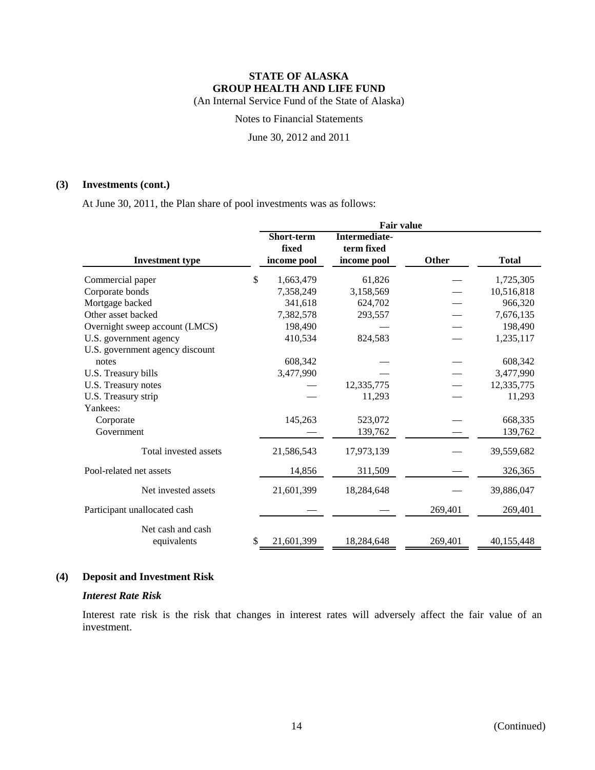**STATE OF ALASKA**
**GROUP HEALTH AND LIFE FUND**
(An Internal Service Fund of the State of Alaska)

Notes to Financial Statements

June 30, 2012 and 2011

**(3) Investments (cont.)**

At June 30, 2011, the Plan share of pool investments was as follows:

| | Fair value | | | |
|---|---|---|---|---|
| **Investment type** | **Short-term fixed income pool** | **Intermediate-term fixed income pool** | **Other** | **Total** |
| Commercial paper | $ 1,663,479 | 61,826 | — | 1,725,305 |
| Corporate bonds | 7,358,249 | 3,158,569 | — | 10,516,818 |
| Mortgage backed | 341,618 | 624,702 | — | 966,320 |
| Other asset backed | 7,382,578 | 293,557 | — | 7,676,135 |
| Overnight sweep account (LMCS) | 198,490 | — | — | 198,490 |
| U.S. government agency | 410,534 | 824,583 | — | 1,235,117 |
| U.S. government agency discount notes | 608,342 | — | — | 608,342 |
| U.S. Treasury bills | 3,477,990 | — | — | 3,477,990 |
| U.S. Treasury notes | — | 12,335,775 | — | 12,335,775 |
| U.S. Treasury strip | — | 11,293 | — | 11,293 |
| Yankees: | | | | |
| Corporate | 145,263 | 523,072 | — | 668,335 |
| Government | — | 139,762 | — | 139,762 |
| Total invested assets | 21,586,543 | 17,973,139 | — | 39,559,682 |
| Pool-related net assets | 14,856 | 311,509 | — | 326,365 |
| Net invested assets | 21,601,399 | 18,284,648 | — | 39,886,047 |
| Participant unallocated cash | — | — | 269,401 | 269,401 |
| Net cash and cash equivalents | $ 21,601,399 | 18,284,648 | 269,401 | 40,155,448 |

**(4) Deposit and Investment Risk**

***Interest Rate Risk***

Interest rate risk is the risk that changes in interest rates will adversely affect the fair value of an investment.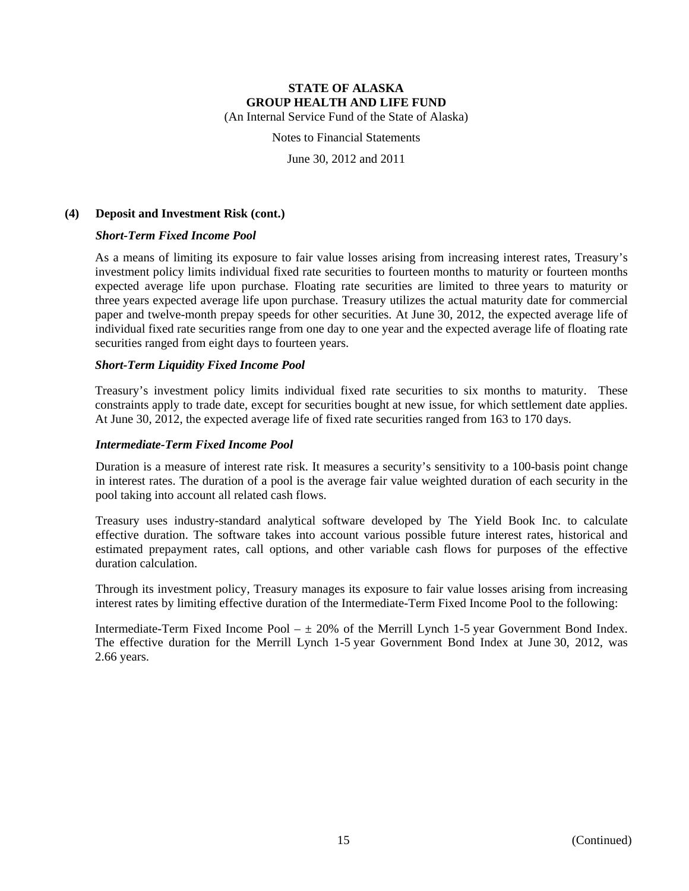### (4) Deposit and Investment Risk (cont.)

***Short-Term Fixed Income Pool***

As a means of limiting its exposure to fair value losses arising from increasing interest rates, Treasury's investment policy limits individual fixed rate securities to fourteen months to maturity or fourteen months expected average life upon purchase. Floating rate securities are limited to three years to maturity or three years expected average life upon purchase. Treasury utilizes the actual maturity date for commercial paper and twelve-month prepay speeds for other securities. At June 30, 2012, the expected average life of individual fixed rate securities range from one day to one year and the expected average life of floating rate securities ranged from eight days to fourteen years.

***Short-Term Liquidity Fixed Income Pool***

Treasury's investment policy limits individual fixed rate securities to six months to maturity. These constraints apply to trade date, except for securities bought at new issue, for which settlement date applies. At June 30, 2012, the expected average life of fixed rate securities ranged from 163 to 170 days.

***Intermediate-Term Fixed Income Pool***

Duration is a measure of interest rate risk. It measures a security's sensitivity to a 100-basis point change in interest rates. The duration of a pool is the average fair value weighted duration of each security in the pool taking into account all related cash flows.

Treasury uses industry-standard analytical software developed by The Yield Book Inc. to calculate effective duration. The software takes into account various possible future interest rates, historical and estimated prepayment rates, call options, and other variable cash flows for purposes of the effective duration calculation.

Through its investment policy, Treasury manages its exposure to fair value losses arising from increasing interest rates by limiting effective duration of the Intermediate-Term Fixed Income Pool to the following:

Intermediate-Term Fixed Income Pool – ± 20% of the Merrill Lynch 1-5 year Government Bond Index. The effective duration for the Merrill Lynch 1-5 year Government Bond Index at June 30, 2012, was 2.66 years.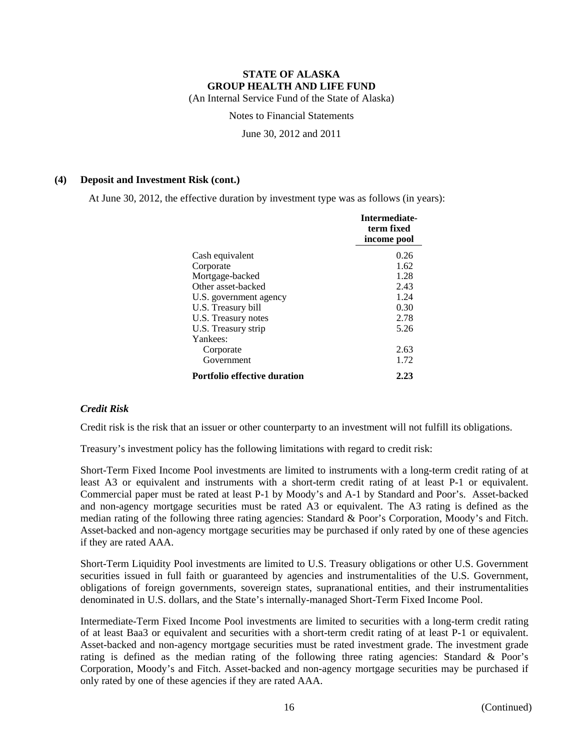**(4) Deposit and Investment Risk (cont.)**

At June 30, 2012, the effective duration by investment type was as follows (in years):

| | **Intermediate-term fixed income pool** |
|---|---|
| Cash equivalent | 0.26 |
| Corporate | 1.62 |
| Mortgage-backed | 1.28 |
| Other asset-backed | 2.43 |
| U.S. government agency | 1.24 |
| U.S. Treasury bill | 0.30 |
| U.S. Treasury notes | 2.78 |
| U.S. Treasury strip | 5.26 |
| Yankees: | |
| Corporate | 2.63 |
| Government | 1.72 |
| **Portfolio effective duration** | **2.23** |

***Credit Risk***

Credit risk is the risk that an issuer or other counterparty to an investment will not fulfill its obligations.

Treasury's investment policy has the following limitations with regard to credit risk:

Short-Term Fixed Income Pool investments are limited to instruments with a long-term credit rating of at least A3 or equivalent and instruments with a short-term credit rating of at least P-1 or equivalent. Commercial paper must be rated at least P-1 by Moody's and A-1 by Standard and Poor's. Asset-backed and non-agency mortgage securities must be rated A3 or equivalent. The A3 rating is defined as the median rating of the following three rating agencies: Standard & Poor's Corporation, Moody's and Fitch. Asset-backed and non-agency mortgage securities may be purchased if only rated by one of these agencies if they are rated AAA.

Short-Term Liquidity Pool investments are limited to U.S. Treasury obligations or other U.S. Government securities issued in full faith or guaranteed by agencies and instrumentalities of the U.S. Government, obligations of foreign governments, sovereign states, supranational entities, and their instrumentalities denominated in U.S. dollars, and the State's internally-managed Short-Term Fixed Income Pool.

Intermediate-Term Fixed Income Pool investments are limited to securities with a long-term credit rating of at least Baa3 or equivalent and securities with a short-term credit rating of at least P-1 or equivalent. Asset-backed and non-agency mortgage securities must be rated investment grade. The investment grade rating is defined as the median rating of the following three rating agencies: Standard & Poor's Corporation, Moody's and Fitch. Asset-backed and non-agency mortgage securities may be purchased if only rated by one of these agencies if they are rated AAA.

(Continued)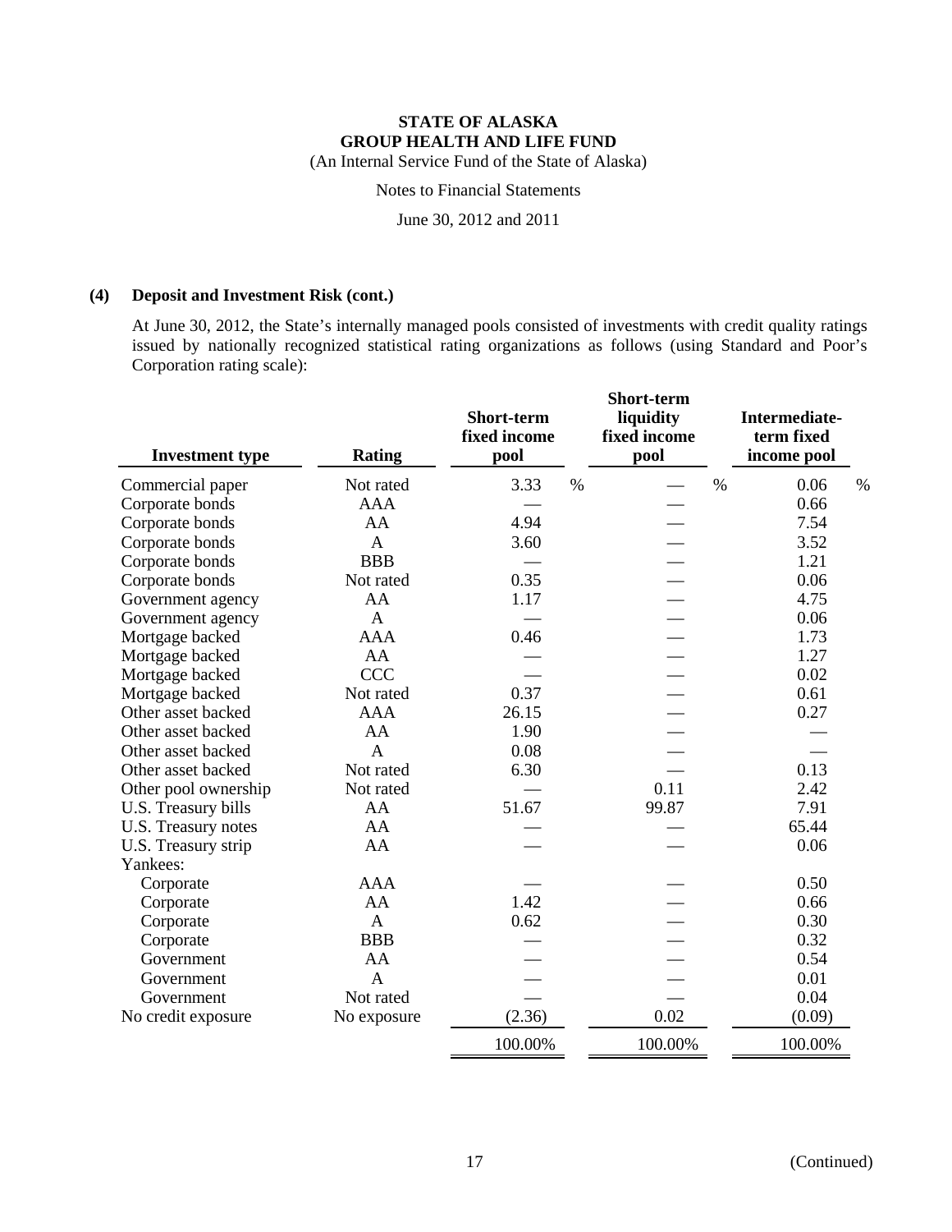**STATE OF ALASKA**
**GROUP HEALTH AND LIFE FUND**
(An Internal Service Fund of the State of Alaska)

Notes to Financial Statements

June 30, 2012 and 2011

## (4) Deposit and Investment Risk (cont.)

At June 30, 2012, the State's internally managed pools consisted of investments with credit quality ratings issued by nationally recognized statistical rating organizations as follows (using Standard and Poor's Corporation rating scale):

| Investment type | Rating | Short-term fixed income pool | Short-term liquidity fixed income pool | Intermediate-term fixed income pool |
|---|---|---|---|---|
| Commercial paper | Not rated | 3.33 % | — % | 0.06 % |
| Corporate bonds | AAA | — | — | 0.66 |
| Corporate bonds | AA | 4.94 | — | 7.54 |
| Corporate bonds | A | 3.60 | — | 3.52 |
| Corporate bonds | BBB | — | — | 1.21 |
| Corporate bonds | Not rated | 0.35 | — | 0.06 |
| Government agency | AA | 1.17 | — | 4.75 |
| Government agency | A | — | — | 0.06 |
| Mortgage backed | AAA | 0.46 | — | 1.73 |
| Mortgage backed | AA | — | — | 1.27 |
| Mortgage backed | CCC | — | — | 0.02 |
| Mortgage backed | Not rated | 0.37 | — | 0.61 |
| Other asset backed | AAA | 26.15 | — | 0.27 |
| Other asset backed | AA | 1.90 | — | — |
| Other asset backed | A | 0.08 | — | — |
| Other asset backed | Not rated | 6.30 | — | 0.13 |
| Other pool ownership | Not rated | — | 0.11 | 2.42 |
| U.S. Treasury bills | AA | 51.67 | 99.87 | 7.91 |
| U.S. Treasury notes | AA | — | — | 65.44 |
| U.S. Treasury strip | AA | — | — | 0.06 |
| Yankees: | | | | |
| Corporate | AAA | — | — | 0.50 |
| Corporate | AA | 1.42 | — | 0.66 |
| Corporate | A | 0.62 | — | 0.30 |
| Corporate | BBB | — | — | 0.32 |
| Government | AA | — | — | 0.54 |
| Government | A | — | — | 0.01 |
| Government | Not rated | — | — | 0.04 |
| No credit exposure | No exposure | (2.36) | 0.02 | (0.09) |
| | | 100.00% | 100.00% | 100.00% |

(Continued)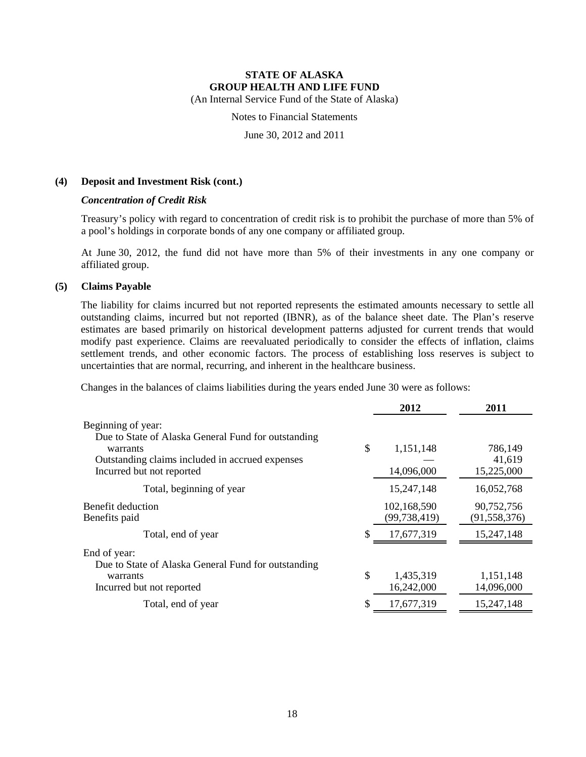**STATE OF ALASKA**
**GROUP HEALTH AND LIFE FUND**
(An Internal Service Fund of the State of Alaska)

Notes to Financial Statements

June 30, 2012 and 2011

**(4) Deposit and Investment Risk (cont.)**

***Concentration of Credit Risk***

Treasury's policy with regard to concentration of credit risk is to prohibit the purchase of more than 5% of a pool's holdings in corporate bonds of any one company or affiliated group.

At June 30, 2012, the fund did not have more than 5% of their investments in any one company or affiliated group.

**(5) Claims Payable**

The liability for claims incurred but not reported represents the estimated amounts necessary to settle all outstanding claims, incurred but not reported (IBNR), as of the balance sheet date. The Plan's reserve estimates are based primarily on historical development patterns adjusted for current trends that would modify past experience. Claims are reevaluated periodically to consider the effects of inflation, claims settlement trends, and other economic factors. The process of establishing loss reserves is subject to uncertainties that are normal, recurring, and inherent in the healthcare business.

Changes in the balances of claims liabilities during the years ended June 30 were as follows:

| | 2012 | 2011 |
|---|---|---|
| Beginning of year: | | |
| Due to State of Alaska General Fund for outstanding warrants | $ 1,151,148 | 786,149 |
| Outstanding claims included in accrued expenses | — | 41,619 |
| Incurred but not reported | 14,096,000 | 15,225,000 |
| Total, beginning of year | 15,247,148 | 16,052,768 |
| Benefit deduction | 102,168,590 | 90,752,756 |
| Benefits paid | (99,738,419) | (91,558,376) |
| Total, end of year | $ 17,677,319 | 15,247,148 |
| End of year: | | |
| Due to State of Alaska General Fund for outstanding warrants | $ 1,435,319 | 1,151,148 |
| Incurred but not reported | 16,242,000 | 14,096,000 |
| Total, end of year | $ 17,677,319 | 15,247,148 |